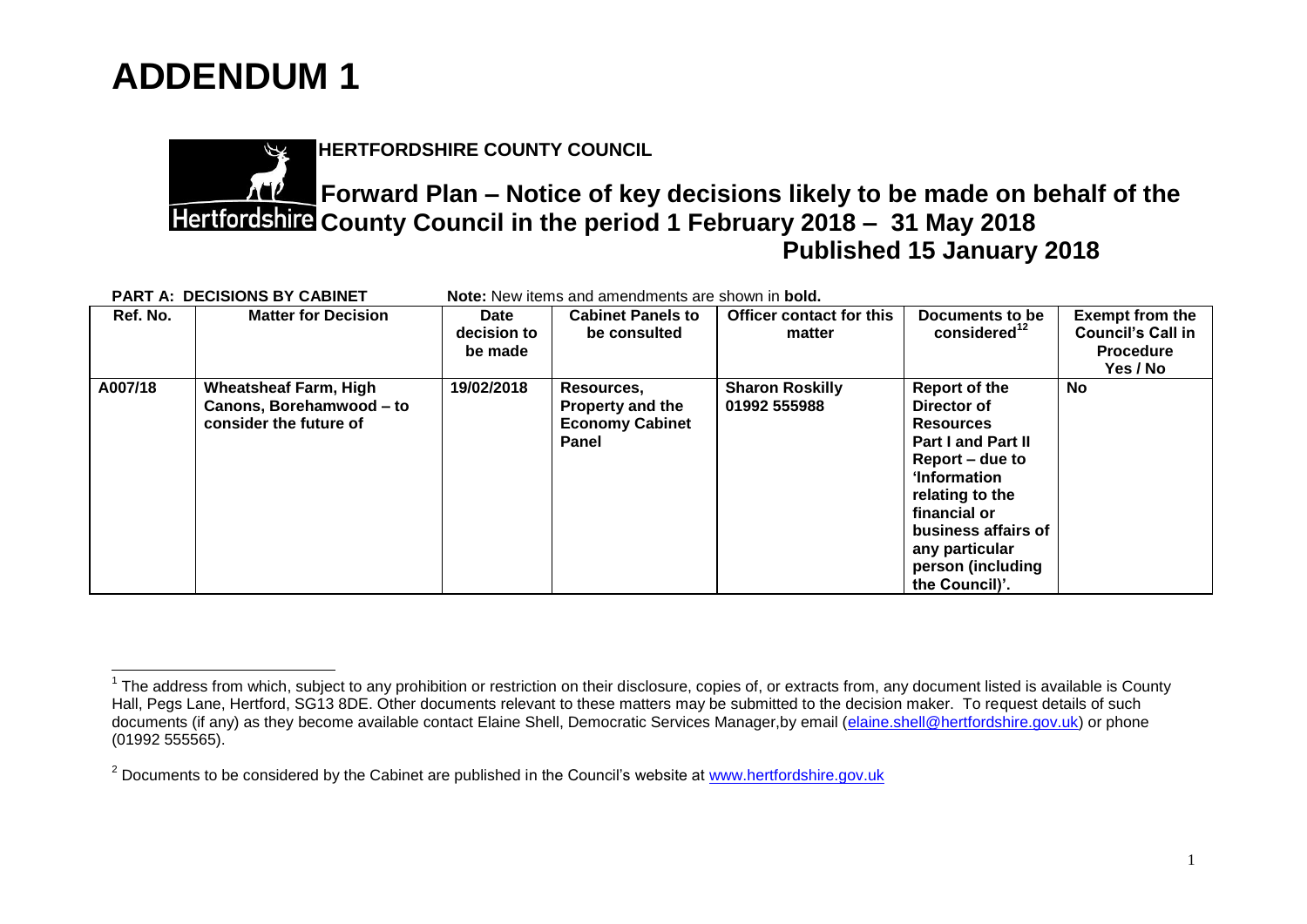# ADDENDUM 1

**HERTFORDSHIRE COUNTY COUNCIL**

## Forward Plan – Notice of key decisions likely to be made on behalf of the County Council in the period 1 February 2018 – 31 May 2018

## Published 15 January 2018

**PART A: DECISIONS BY CABINET** **Note:** New items and amendments are shown in **bold.**

| Ref. No. | Matter for Decision | Date decision to be made | Cabinet Panels to be consulted | Officer contact for this matter | Documents to be considered[1,2] | Exempt from the Council's Call in Procedure Yes / No |
|---|---|---|---|---|---|---|
| A007/18 | **Wheatsheaf Farm, High Canons, Borehamwood – to consider the future of** | **19/02/2018** | **Resources, Property and the Economy Cabinet Panel** | **Sharon Roskilly 01992 555988** | **Report of the Director of Resources Part I and Part II Report – due to 'Information relating to the financial or business affairs of any particular person (including the Council)'.** | **No** |

[1] The address from which, subject to any prohibition or restriction on their disclosure, copies of, or extracts from, any document listed is available is County Hall, Pegs Lane, Hertford, SG13 8DE. Other documents relevant to these matters may be submitted to the decision maker. To request details of such documents (if any) as they become available contact Elaine Shell, Democratic Services Manager,by email (elaine.shell@hertfordshire.gov.uk) or phone (01992 555565).

[2] Documents to be considered by the Cabinet are published in the Council's website at www.hertfordshire.gov.uk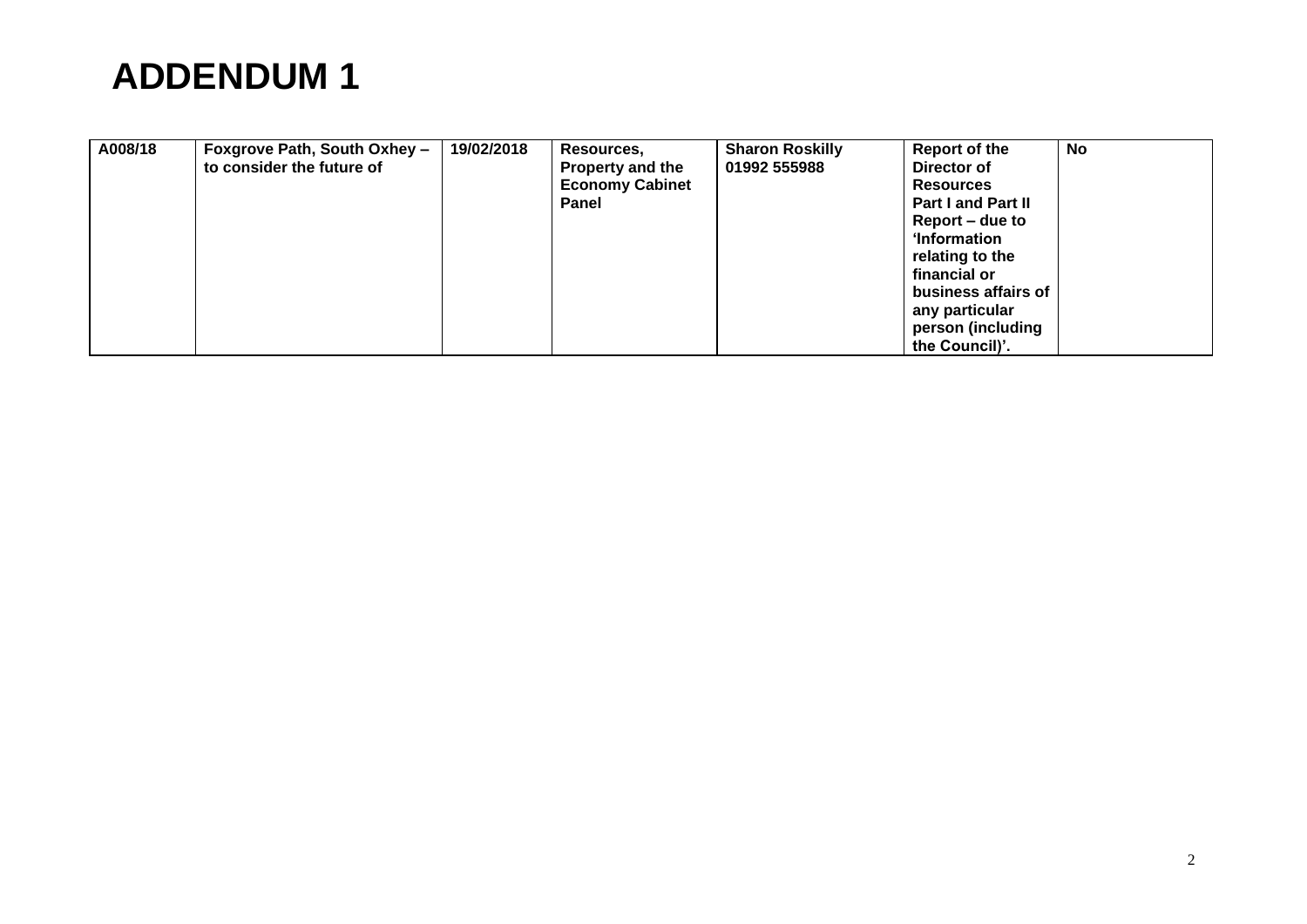# ADDENDUM 1

| | | | | | | |
|---|---|---|---|---|---|---|
| **A008/18** | **Foxgrove Path, South Oxhey – to consider the future of** | **19/02/2018** | **Resources, Property and the Economy Cabinet Panel** | **Sharon Roskilly 01992 555988** | **Report of the Director of Resources Part I and Part II Report – due to 'Information relating to the financial or business affairs of any particular person (including the Council)'.** | **No** |